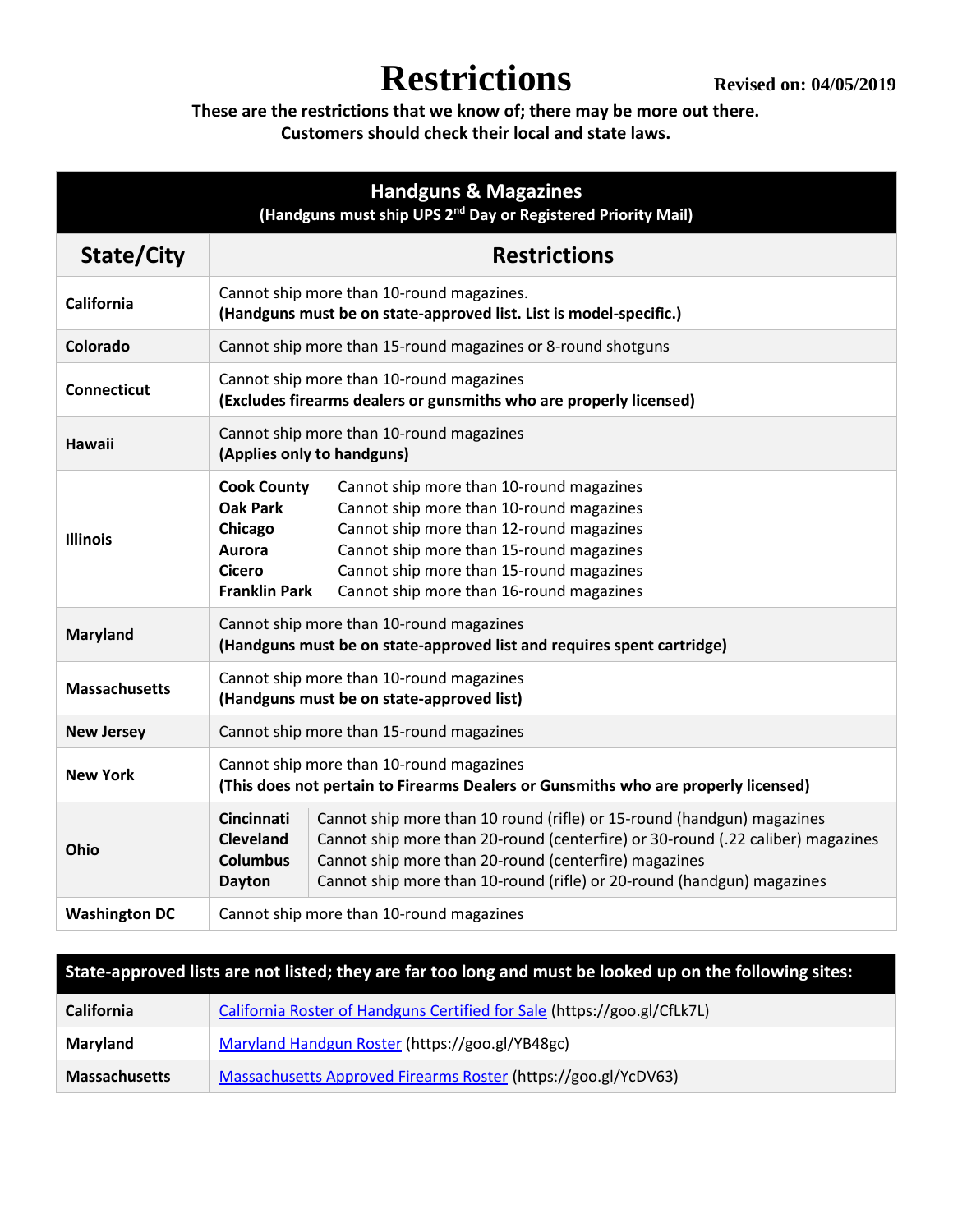# Restrictions

**Revised on: 04/05/2019**

**These are the restrictions that we know of; there may be more out there.**
**Customers should check their local and state laws.**

| **Handguns & Magazines** (Handguns must ship UPS 2nd Day or Registered Priority Mail) | | |
|---|---|---|
| **State/City** | **Restrictions** | |
| **California** | Cannot ship more than 10-round magazines. **(Handguns must be on state-approved list. List is model-specific.)** | |
| **Colorado** | Cannot ship more than 15-round magazines or 8-round shotguns | |
| **Connecticut** | Cannot ship more than 10-round magazines **(Excludes firearms dealers or gunsmiths who are properly licensed)** | |
| **Hawaii** | Cannot ship more than 10-round magazines **(Applies only to handguns)** | |
| **Illinois** | **Cook County** | Cannot ship more than 10-round magazines |
| | **Oak Park** | Cannot ship more than 10-round magazines |
| | **Chicago** | Cannot ship more than 12-round magazines |
| | **Aurora** | Cannot ship more than 15-round magazines |
| | **Cicero** | Cannot ship more than 15-round magazines |
| | **Franklin Park** | Cannot ship more than 16-round magazines |
| **Maryland** | Cannot ship more than 10-round magazines **(Handguns must be on state-approved list and requires spent cartridge)** | |
| **Massachusetts** | Cannot ship more than 10-round magazines **(Handguns must be on state-approved list)** | |
| **New Jersey** | Cannot ship more than 15-round magazines | |
| **New York** | Cannot ship more than 10-round magazines **(This does not pertain to Firearms Dealers or Gunsmiths who are properly licensed)** | |
| **Ohio** | **Cincinnati** | Cannot ship more than 10 round (rifle) or 15-round (handgun) magazines |
| | **Cleveland** | Cannot ship more than 20-round (centerfire) or 30-round (.22 caliber) magazines |
| | **Columbus** | Cannot ship more than 20-round (centerfire) magazines |
| | **Dayton** | Cannot ship more than 10-round (rifle) or 20-round (handgun) magazines |
| **Washington DC** | Cannot ship more than 10-round magazines | |

| **State-approved lists are not listed; they are far too long and must be looked up on the following sites:** | |
|---|---|
| **California** | California Roster of Handguns Certified for Sale (https://goo.gl/CfLk7L) |
| **Maryland** | Maryland Handgun Roster (https://goo.gl/YB48gc) |
| **Massachusetts** | Massachusetts Approved Firearms Roster (https://goo.gl/YcDV63) |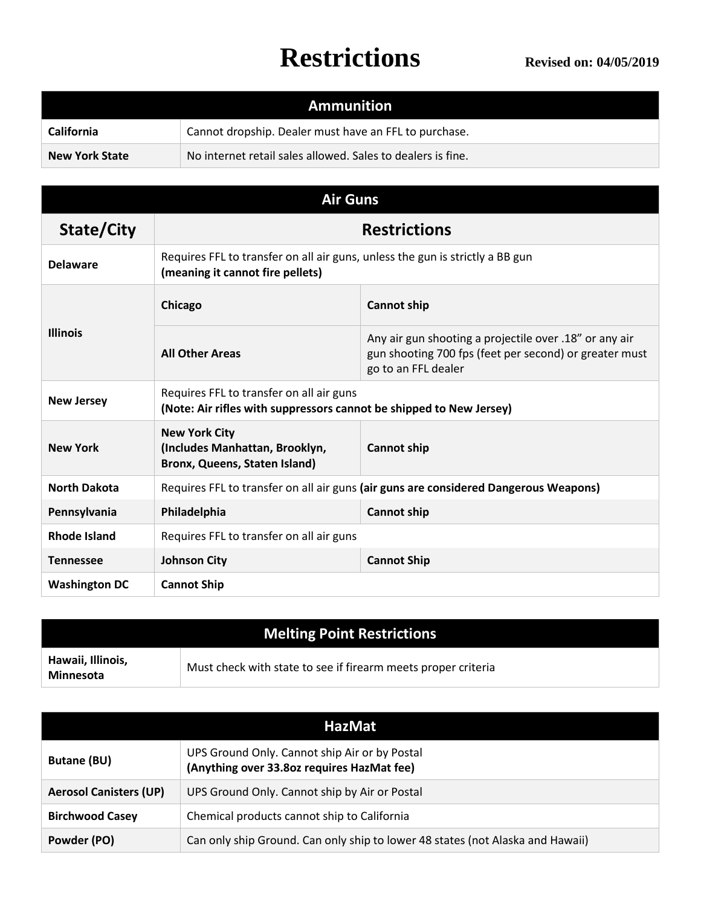# Restrictions

**Revised on: 04/05/2019**

| Ammunition | |
|---|---|
| **California** | Cannot dropship. Dealer must have an FFL to purchase. |
| **New York State** | No internet retail sales allowed. Sales to dealers is fine. |

| Air Guns | | |
|---|---|---|
| **State/City** | **Restrictions** | |
| **Delaware** | Requires FFL to transfer on all air guns, unless the gun is strictly a BB gun **(meaning it cannot fire pellets)** | |
| **Illinois** | **Chicago** | **Cannot ship** |
| | **All Other Areas** | Any air gun shooting a projectile over .18" or any air gun shooting 700 fps (feet per second) or greater must go to an FFL dealer |
| **New Jersey** | Requires FFL to transfer on all air guns **(Note: Air rifles with suppressors cannot be shipped to New Jersey)** | |
| **New York** | **New York City (Includes Manhattan, Brooklyn, Bronx, Queens, Staten Island)** | **Cannot ship** |
| **North Dakota** | Requires FFL to transfer on all air guns **(air guns are considered Dangerous Weapons)** | |
| **Pennsylvania** | **Philadelphia** | **Cannot ship** |
| **Rhode Island** | Requires FFL to transfer on all air guns | |
| **Tennessee** | **Johnson City** | **Cannot Ship** |
| **Washington DC** | **Cannot Ship** | |

| Melting Point Restrictions | |
|---|---|
| **Hawaii, Illinois, Minnesota** | Must check with state to see if firearm meets proper criteria |

| HazMat | |
|---|---|
| **Butane (BU)** | UPS Ground Only. Cannot ship Air or by Postal **(Anything over 33.8oz requires HazMat fee)** |
| **Aerosol Canisters (UP)** | UPS Ground Only. Cannot ship by Air or Postal |
| **Birchwood Casey** | Chemical products cannot ship to California |
| **Powder (PO)** | Can only ship Ground. Can only ship to lower 48 states (not Alaska and Hawaii) |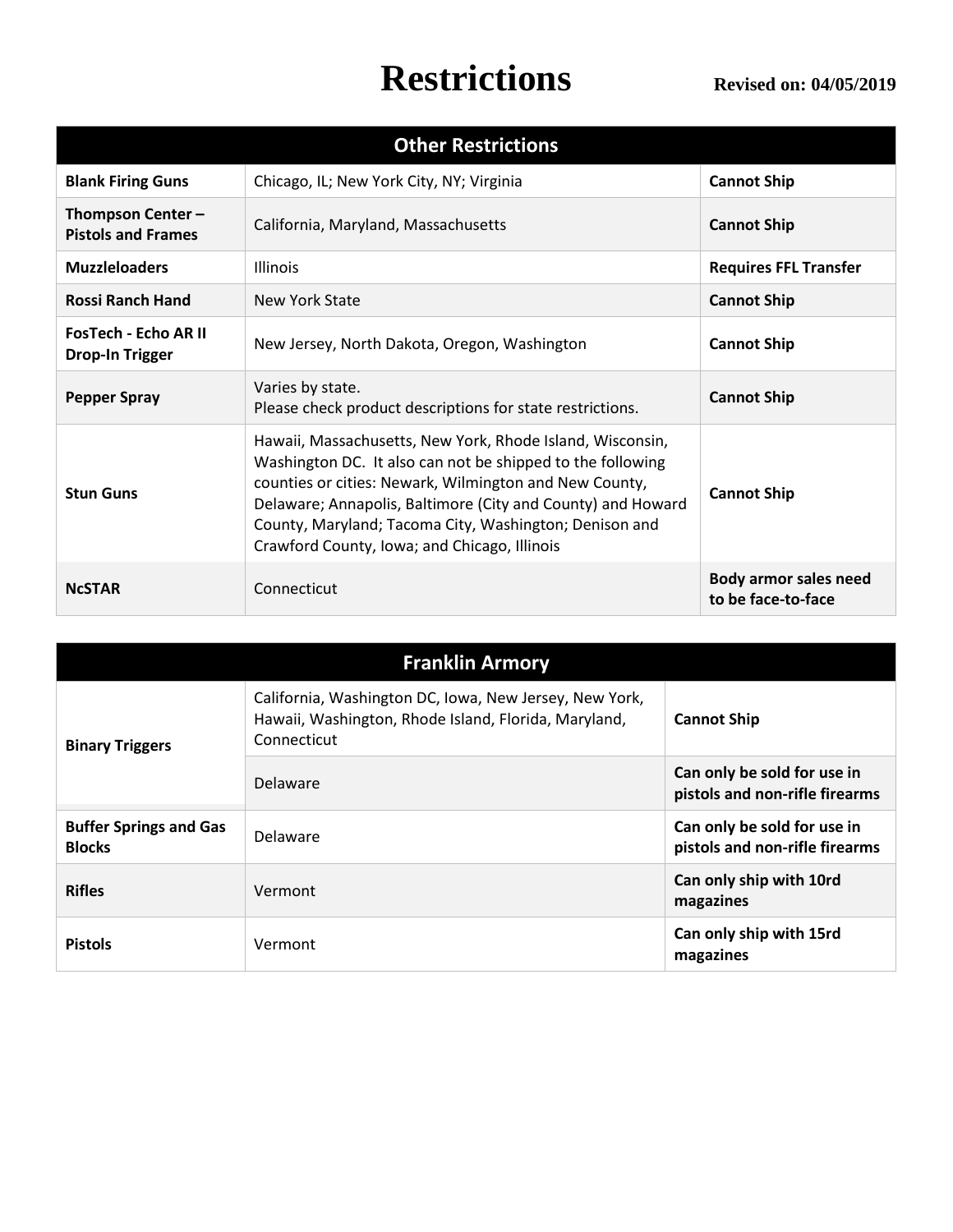# Restrictions

**Revised on: 04/05/2019**

| Other Restrictions | | |
|---|---|---|
| **Blank Firing Guns** | Chicago, IL; New York City, NY; Virginia | **Cannot Ship** |
| **Thompson Center – Pistols and Frames** | California, Maryland, Massachusetts | **Cannot Ship** |
| **Muzzleloaders** | Illinois | **Requires FFL Transfer** |
| **Rossi Ranch Hand** | New York State | **Cannot Ship** |
| **FosTech - Echo AR II Drop-In Trigger** | New Jersey, North Dakota, Oregon, Washington | **Cannot Ship** |
| **Pepper Spray** | Varies by state. Please check product descriptions for state restrictions. | **Cannot Ship** |
| **Stun Guns** | Hawaii, Massachusetts, New York, Rhode Island, Wisconsin, Washington DC. It also can not be shipped to the following counties or cities: Newark, Wilmington and New County, Delaware; Annapolis, Baltimore (City and County) and Howard County, Maryland; Tacoma City, Washington; Denison and Crawford County, Iowa; and Chicago, Illinois | **Cannot Ship** |
| **NcSTAR** | Connecticut | **Body armor sales need to be face-to-face** |

| Franklin Armory | | |
|---|---|---|
| **Binary Triggers** | California, Washington DC, Iowa, New Jersey, New York, Hawaii, Washington, Rhode Island, Florida, Maryland, Connecticut | **Cannot Ship** |
| | Delaware | **Can only be sold for use in pistols and non-rifle firearms** |
| **Buffer Springs and Gas Blocks** | Delaware | **Can only be sold for use in pistols and non-rifle firearms** |
| **Rifles** | Vermont | **Can only ship with 10rd magazines** |
| **Pistols** | Vermont | **Can only ship with 15rd magazines** |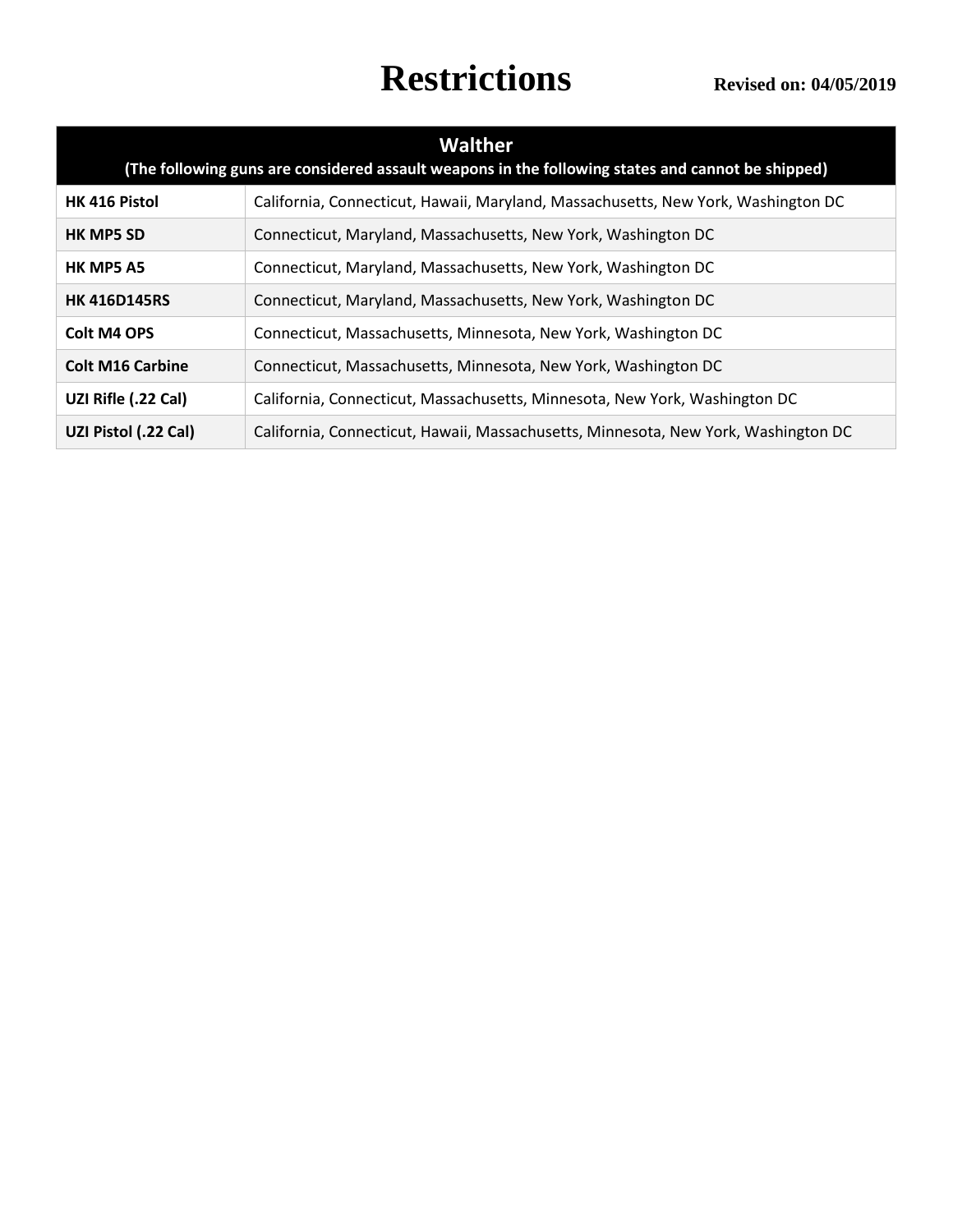# Restrictions

**Revised on: 04/05/2019**

| Walther (The following guns are considered assault weapons in the following states and cannot be shipped) | |
| --- | --- |
| **HK 416 Pistol** | California, Connecticut, Hawaii, Maryland, Massachusetts, New York, Washington DC |
| **HK MP5 SD** | Connecticut, Maryland, Massachusetts, New York, Washington DC |
| **HK MP5 A5** | Connecticut, Maryland, Massachusetts, New York, Washington DC |
| **HK 416D145RS** | Connecticut, Maryland, Massachusetts, New York, Washington DC |
| **Colt M4 OPS** | Connecticut, Massachusetts, Minnesota, New York, Washington DC |
| **Colt M16 Carbine** | Connecticut, Massachusetts, Minnesota, New York, Washington DC |
| **UZI Rifle (.22 Cal)** | California, Connecticut, Massachusetts, Minnesota, New York, Washington DC |
| **UZI Pistol (.22 Cal)** | California, Connecticut, Hawaii, Massachusetts, Minnesota, New York, Washington DC |